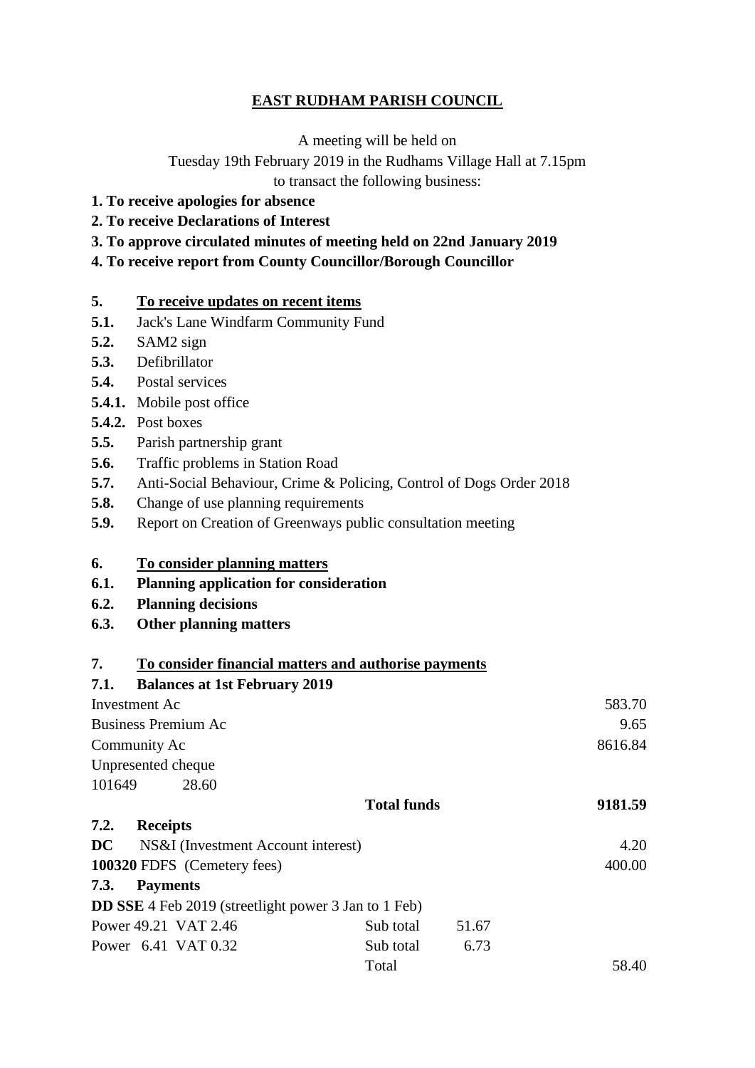# EAST RUDHAM PARISH COUNCIL

A meeting will be held on
Tuesday 19th February 2019 in the Rudhams Village Hall at 7.15pm
to transact the following business:

**1. To receive apologies for absence**

**2. To receive Declarations of Interest**

**3. To approve circulated minutes of meeting held on 22nd January 2019**

**4. To receive report from County Councillor/Borough Councillor**

**5. To receive updates on recent items**

**5.1.** Jack's Lane Windfarm Community Fund
**5.2.** SAM2 sign
**5.3.** Defibrillator
**5.4.** Postal services
**5.4.1.** Mobile post office
**5.4.2.** Post boxes
**5.5.** Parish partnership grant
**5.6.** Traffic problems in Station Road
**5.7.** Anti-Social Behaviour, Crime & Policing, Control of Dogs Order 2018
**5.8.** Change of use planning requirements
**5.9.** Report on Creation of Greenways public consultation meeting

**6. To consider planning matters**

**6.1. Planning application for consideration**
**6.2. Planning decisions**
**6.3. Other planning matters**

**7. To consider financial matters and authorise payments**

**7.1. Balances at 1st February 2019**

| | | |
|---|---|---|
| Investment Ac | | 583.70 |
| Business Premium Ac | | 9.65 |
| Community Ac | | 8616.84 |
| Unpresented cheque | | |
| 101649 28.60 | | |
| | **Total funds** | **9181.59** |

**7.2. Receipts**

| | |
|---|---|
| **DC** NS&I (Investment Account interest) | 4.20 |
| **100320** FDFS (Cemetery fees) | 400.00 |

**7.3. Payments**

**DD SSE** 4 Feb 2019 (streetlight power 3 Jan to 1 Feb)

| | | | |
|---|---|---|---|
| Power 49.21 VAT 2.46 | Sub total | 51.67 | |
| Power 6.41 VAT 0.32 | Sub total | 6.73 | |
| | Total | | 58.40 |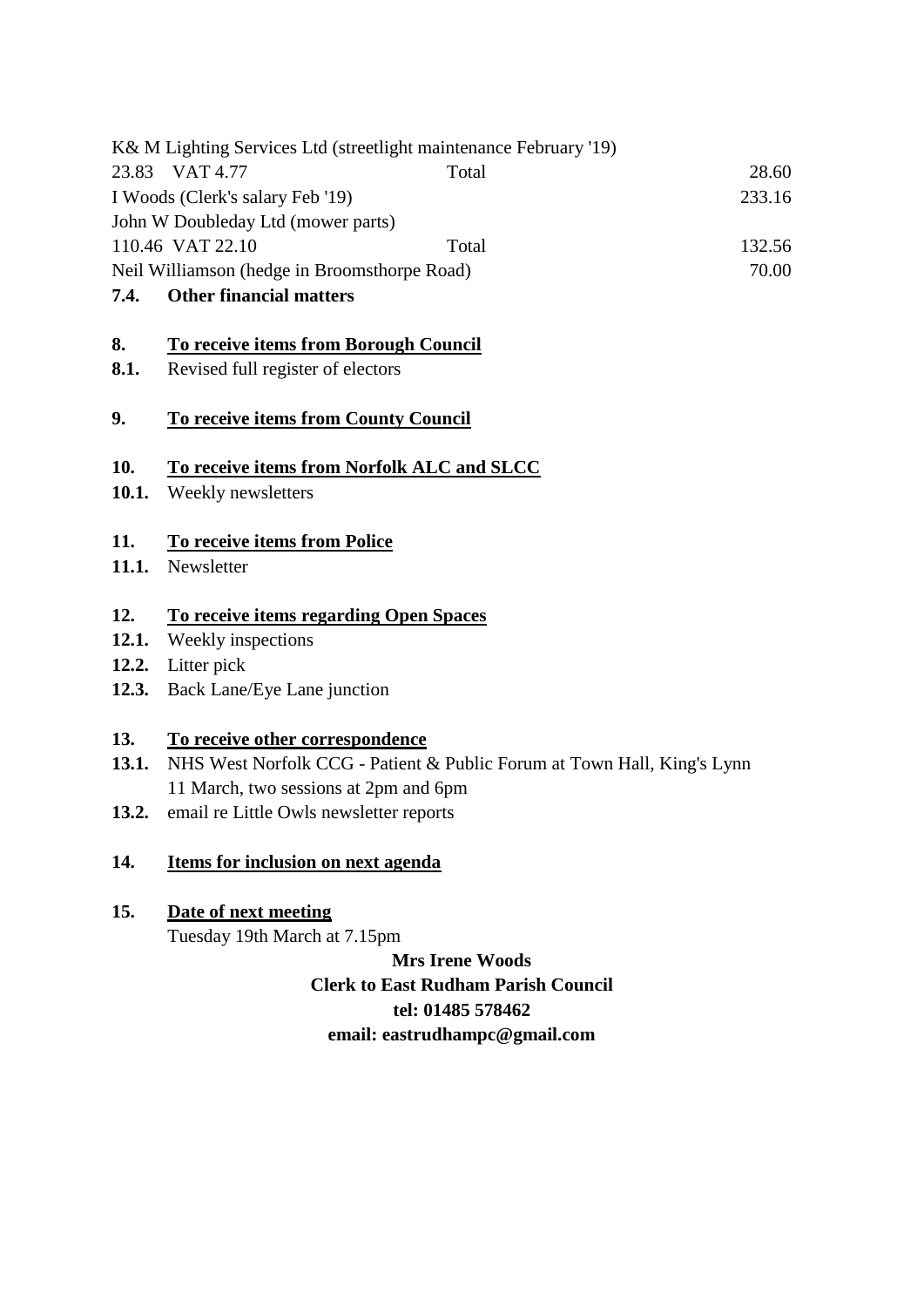K& M Lighting Services Ltd (streetlight maintenance February '19)

| | | |
|---|---|---|
| 23.83 VAT 4.77 | Total | 28.60 |
| I Woods (Clerk's salary Feb '19) | | 233.16 |
| John W Doubleday Ltd (mower parts) | | |
| 110.46 VAT 22.10 | Total | 132.56 |
| Neil Williamson (hedge in Broomsthorpe Road) | | 70.00 |

**7.4. Other financial matters**

**8. To receive items from Borough Council**

**8.1.** Revised full register of electors

**9. To receive items from County Council**

**10. To receive items from Norfolk ALC and SLCC**

**10.1.** Weekly newsletters

**11. To receive items from Police**

**11.1.** Newsletter

**12. To receive items regarding Open Spaces**

**12.1.** Weekly inspections

**12.2.** Litter pick

**12.3.** Back Lane/Eye Lane junction

**13. To receive other correspondence**

**13.1.** NHS West Norfolk CCG - Patient & Public Forum at Town Hall, King's Lynn 11 March, two sessions at 2pm and 6pm

**13.2.** email re Little Owls newsletter reports

**14. Items for inclusion on next agenda**

**15. Date of next meeting**

Tuesday 19th March at 7.15pm

**Mrs Irene Woods**
**Clerk to East Rudham Parish Council**
**tel: 01485 578462**
**email: eastrudhampc@gmail.com**